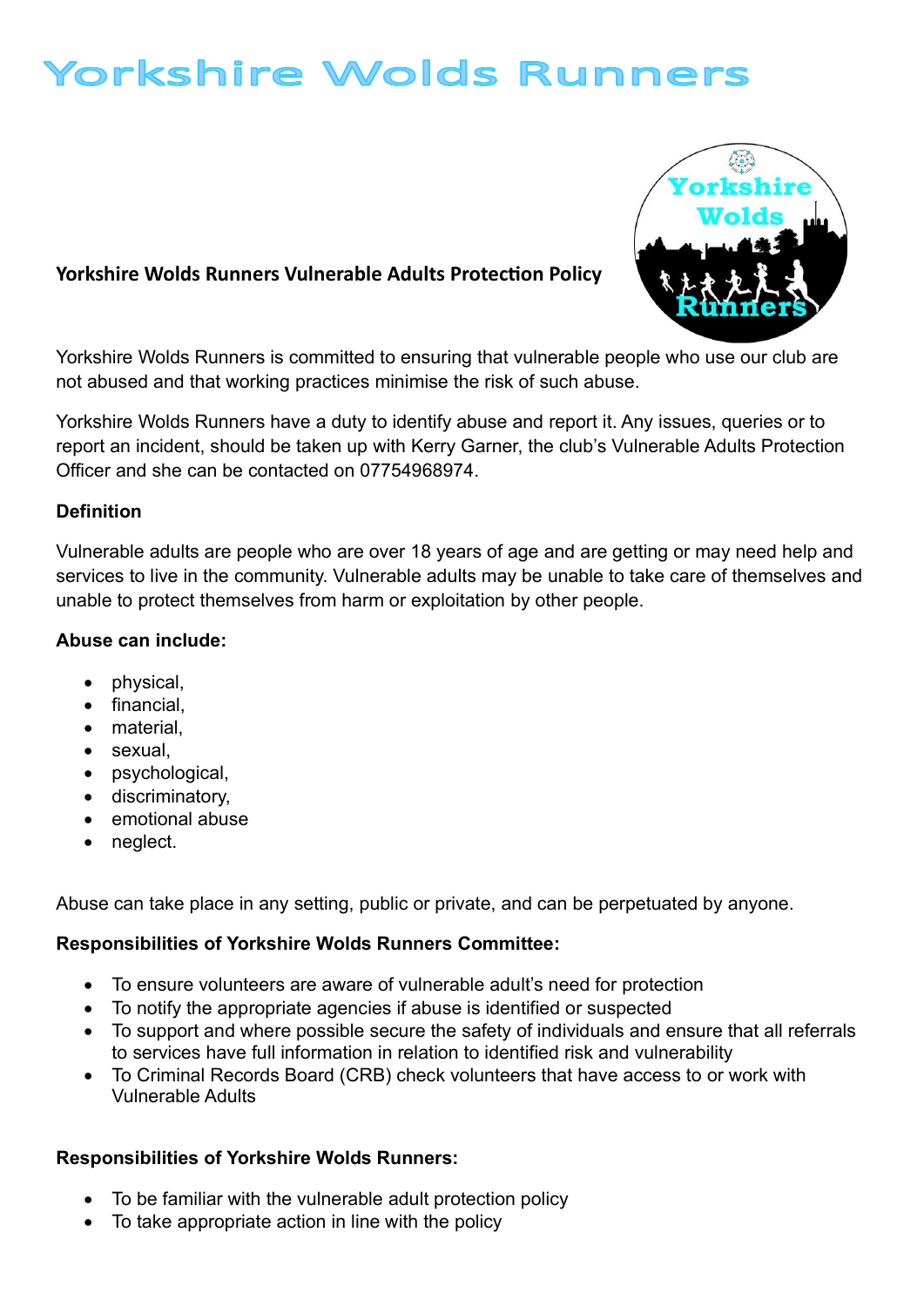# Yorkshire Wolds Runners

## Yorkshire Wolds Runners Vulnerable Adults Protection Policy

Yorkshire Wolds Runners is committed to ensuring that vulnerable people who use our club are not abused and that working practices minimise the risk of such abuse.

Yorkshire Wolds Runners have a duty to identify abuse and report it. Any issues, queries or to report an incident, should be taken up with Kerry Garner, the club's Vulnerable Adults Protection Officer and she can be contacted on 07754968974.

**Definition**

Vulnerable adults are people who are over 18 years of age and are getting or may need help and services to live in the community. Vulnerable adults may be unable to take care of themselves and unable to protect themselves from harm or exploitation by other people.

**Abuse can include:**

- physical,
- financial,
- material,
- sexual,
- psychological,
- discriminatory,
- emotional abuse
- neglect.

Abuse can take place in any setting, public or private, and can be perpetuated by anyone.

**Responsibilities of Yorkshire Wolds Runners Committee:**

- To ensure volunteers are aware of vulnerable adult's need for protection
- To notify the appropriate agencies if abuse is identified or suspected
- To support and where possible secure the safety of individuals and ensure that all referrals to services have full information in relation to identified risk and vulnerability
- To Criminal Records Board (CRB) check volunteers that have access to or work with Vulnerable Adults

**Responsibilities of Yorkshire Wolds Runners:**

- To be familiar with the vulnerable adult protection policy
- To take appropriate action in line with the policy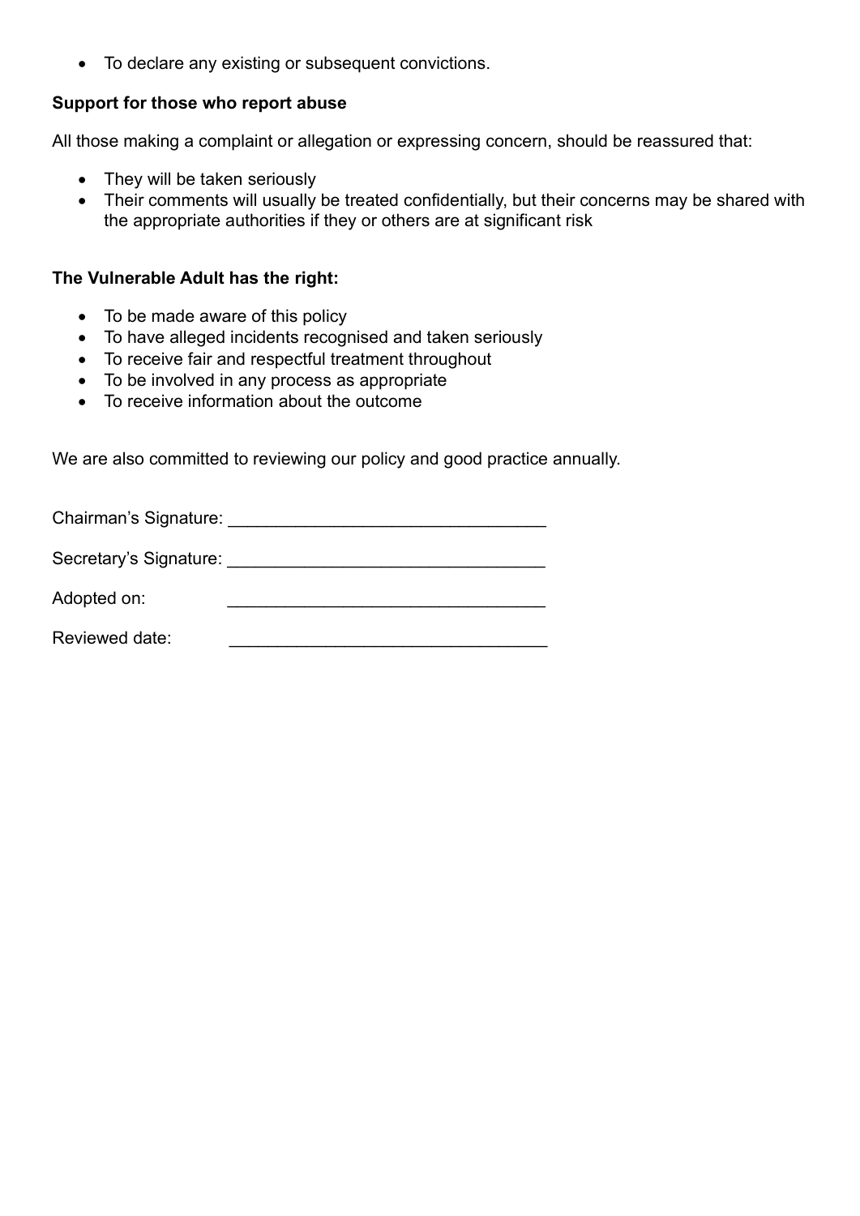- To declare any existing or subsequent convictions.

**Support for those who report abuse**

All those making a complaint or allegation or expressing concern, should be reassured that:

- They will be taken seriously
- Their comments will usually be treated confidentially, but their concerns may be shared with the appropriate authorities if they or others are at significant risk

**The Vulnerable Adult has the right:**

- To be made aware of this policy
- To have alleged incidents recognised and taken seriously
- To receive fair and respectful treatment throughout
- To be involved in any process as appropriate
- To receive information about the outcome

We are also committed to reviewing our policy and good practice annually.

Chairman's Signature: _______________________________

Secretary's Signature: _______________________________

Adopted on: _______________________________

Reviewed date: _______________________________